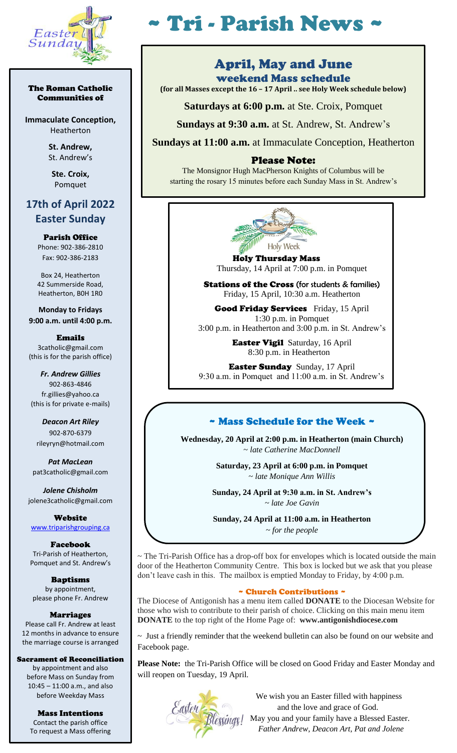# ~ Tri - Parish News ~

**The Roman Catholic Communities of**

**Immaculate Conception,** Heatherton

**St. Andrew,** St. Andrew's

**Ste. Croix,** Pomquet

## 17th of April 2022 Easter Sunday

**Parish Office**
Phone: 902-386-2810
Fax: 902-386-2183

Box 24, Heatherton
42 Summerside Road,
Heatherton, B0H 1R0

**Monday to Fridays**
**9:00 a.m. until 4:00 p.m.**

**Emails**
3catholic@gmail.com
(this is for the parish office)

***Fr. Andrew Gillies***
902-863-4846
fr.gillies@yahoo.ca
(this is for private e-mails)

***Deacon Art Riley***
902-870-6379
rileyryn@hotmail.com

***Pat MacLean***
pat3catholic@gmail.com

***Jolene Chisholm***
jolene3catholic@gmail.com

**Website**
www.triparishgrouping.ca

**Facebook**
Tri-Parish of Heatherton, Pomquet and St. Andrew's

**Baptisms**
by appointment, please phone Fr. Andrew

**Marriages**
Please call Fr. Andrew at least 12 months in advance to ensure the marriage course is arranged

**Sacrament of Reconciliation**
by appointment and also before Mass on Sunday from 10:45 – 11:00 a.m., and also before Weekday Mass

**Mass Intentions**
Contact the parish office To request a Mass offering

## April, May and June weekend Mass schedule

**(for all Masses except the 16 – 17 April .. see Holy Week schedule below)**

**Saturdays at 6:00 p.m.** at Ste. Croix, Pomquet

**Sundays at 9:30 a.m.** at St. Andrew, St. Andrew's

**Sundays at 11:00 a.m.** at Immaculate Conception, Heatherton

### Please Note:

The Monsignor Hugh MacPherson Knights of Columbus will be starting the rosary 15 minutes before each Sunday Mass in St. Andrew's

Holy Week

**Holy Thursday Mass**
Thursday, 14 April at 7:00 p.m. in Pomquet

**Stations of the Cross** (for students & families)
Friday, 15 April, 10:30 a.m. Heatherton

**Good Friday Services** Friday, 15 April
1:30 p.m. in Pomquet
3:00 p.m. in Heatherton and 3:00 p.m. in St. Andrew's

**Easter Vigil** Saturday, 16 April
8:30 p.m. in Heatherton

**Easter Sunday** Sunday, 17 April
9:30 a.m. in Pomquet and 11:00 a.m. in St. Andrew's

## ~ Mass Schedule for the Week ~

**Wednesday, 20 April at 2:00 p.m. in Heatherton (main Church)**
*~ late Catherine MacDonnell*

**Saturday, 23 April at 6:00 p.m. in Pomquet**
*~ late Monique Ann Willis*

**Sunday, 24 April at 9:30 a.m. in St. Andrew's**
*~ late Joe Gavin*

**Sunday, 24 April at 11:00 a.m. in Heatherton**
*~ for the people*

~ The Tri-Parish Office has a drop-off box for envelopes which is located outside the main door of the Heatherton Community Centre. This box is locked but we ask that you please don't leave cash in this. The mailbox is emptied Monday to Friday, by 4:00 p.m.

### ~ Church Contributions ~

The Diocese of Antigonish has a menu item called **DONATE** to the Diocesan Website for those who wish to contribute to their parish of choice. Clicking on this main menu item **DONATE** to the top right of the Home Page of: **www.antigonishdiocese.com**

~ Just a friendly reminder that the weekend bulletin can also be found on our website and Facebook page.

**Please Note:** the Tri-Parish Office will be closed on Good Friday and Easter Monday and will reopen on Tuesday, 19 April.

We wish you an Easter filled with happiness and the love and grace of God.
May you and your family have a Blessed Easter.
*Father Andrew, Deacon Art, Pat and Jolene*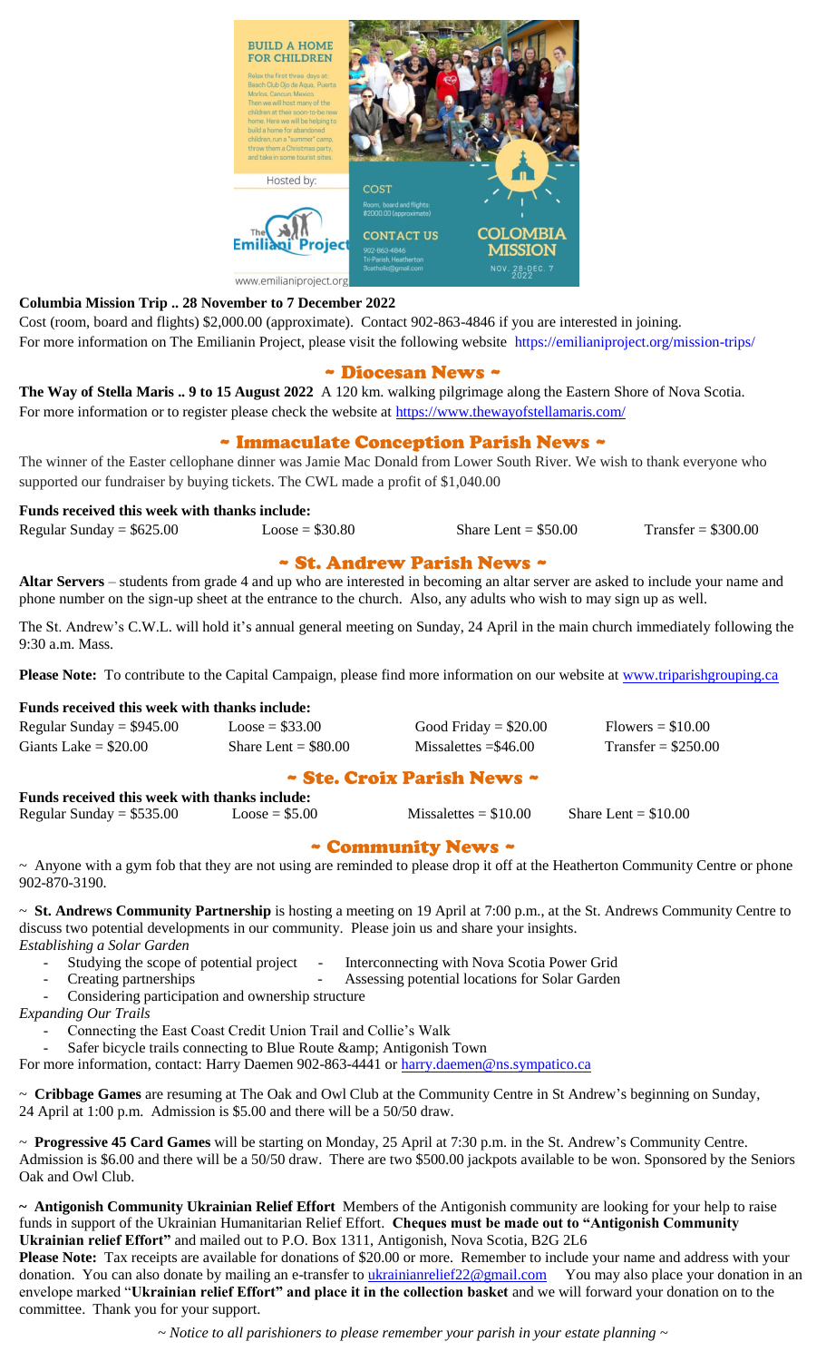**Columbia Mission Trip .. 28 November to 7 December 2022**

Cost (room, board and flights) $2,000.00 (approximate). Contact 902-863-4846 if you are interested in joining.
For more information on The Emilianin Project, please visit the following website https://emilianiproject.org/mission-trips/

## ~ Diocesan News ~

**The Way of Stella Maris .. 9 to 15 August 2022** A 120 km. walking pilgrimage along the Eastern Shore of Nova Scotia. For more information or to register please check the website at https://www.thewayofstellamaris.com/

## ~ Immaculate Conception Parish News ~

The winner of the Easter cellophane dinner was Jamie Mac Donald from Lower South River. We wish to thank everyone who supported our fundraiser by buying tickets. The CWL made a profit of $1,040.00

**Funds received this week with thanks include:**

| | | | |
|---|---|---|---|
| Regular Sunday = $625.00 | Loose = $30.80 | Share Lent = $50.00 | Transfer = $300.00 |

## ~ St. Andrew Parish News ~

**Altar Servers** – students from grade 4 and up who are interested in becoming an altar server are asked to include your name and phone number on the sign-up sheet at the entrance to the church. Also, any adults who wish to may sign up as well.

The St. Andrew's C.W.L. will hold it's annual general meeting on Sunday, 24 April in the main church immediately following the 9:30 a.m. Mass.

**Please Note:** To contribute to the Capital Campaign, please find more information on our website at www.triparishgrouping.ca

**Funds received this week with thanks include:**

| | | | |
|---|---|---|---|
| Regular Sunday = $945.00 | Loose = $33.00 | Good Friday = $20.00 | Flowers = $10.00 |
| Giants Lake = $20.00 | Share Lent = $80.00 | Missalettes =$46.00 | Transfer = $250.00 |

## ~ Ste. Croix Parish News ~

**Funds received this week with thanks include:**

| | | | |
|---|---|---|---|
| Regular Sunday = $535.00 | Loose = $5.00 | Missalettes = $10.00 | Share Lent = $10.00 |

## ~ Community News ~

~ Anyone with a gym fob that they are not using are reminded to please drop it off at the Heatherton Community Centre or phone 902-870-3190.

~ **St. Andrews Community Partnership** is hosting a meeting on 19 April at 7:00 p.m., at the St. Andrews Community Centre to discuss two potential developments in our community. Please join us and share your insights.

*Establishing a Solar Garden*

- Studying the scope of potential project
- Interconnecting with Nova Scotia Power Grid
- Creating partnerships
- Assessing potential locations for Solar Garden
- Considering participation and ownership structure

*Expanding Our Trails*

- Connecting the East Coast Credit Union Trail and Collie's Walk
- Safer bicycle trails connecting to Blue Route &amp; Antigonish Town

For more information, contact: Harry Daemen 902-863-4441 or harry.daemen@ns.sympatico.ca

~ **Cribbage Games** are resuming at The Oak and Owl Club at the Community Centre in St Andrew's beginning on Sunday, 24 April at 1:00 p.m. Admission is $5.00 and there will be a 50/50 draw.

~ **Progressive 45 Card Games** will be starting on Monday, 25 April at 7:30 p.m. in the St. Andrew's Community Centre. Admission is $6.00 and there will be a 50/50 draw. There are two $500.00 jackpots available to be won. Sponsored by the Seniors Oak and Owl Club.

**~ Antigonish Community Ukrainian Relief Effort** Members of the Antigonish community are looking for your help to raise funds in support of the Ukrainian Humanitarian Relief Effort. **Cheques must be made out to "Antigonish Community Ukrainian relief Effort"** and mailed out to P.O. Box 1311, Antigonish, Nova Scotia, B2G 2L6

**Please Note:** Tax receipts are available for donations of $20.00 or more. Remember to include your name and address with your donation. You can also donate by mailing an e-transfer to ukrainianrelief22@gmail.com You may also place your donation in an envelope marked "**Ukrainian relief Effort" and place it in the collection basket** and we will forward your donation on to the committee. Thank you for your support.

*~ Notice to all parishioners to please remember your parish in your estate planning ~*